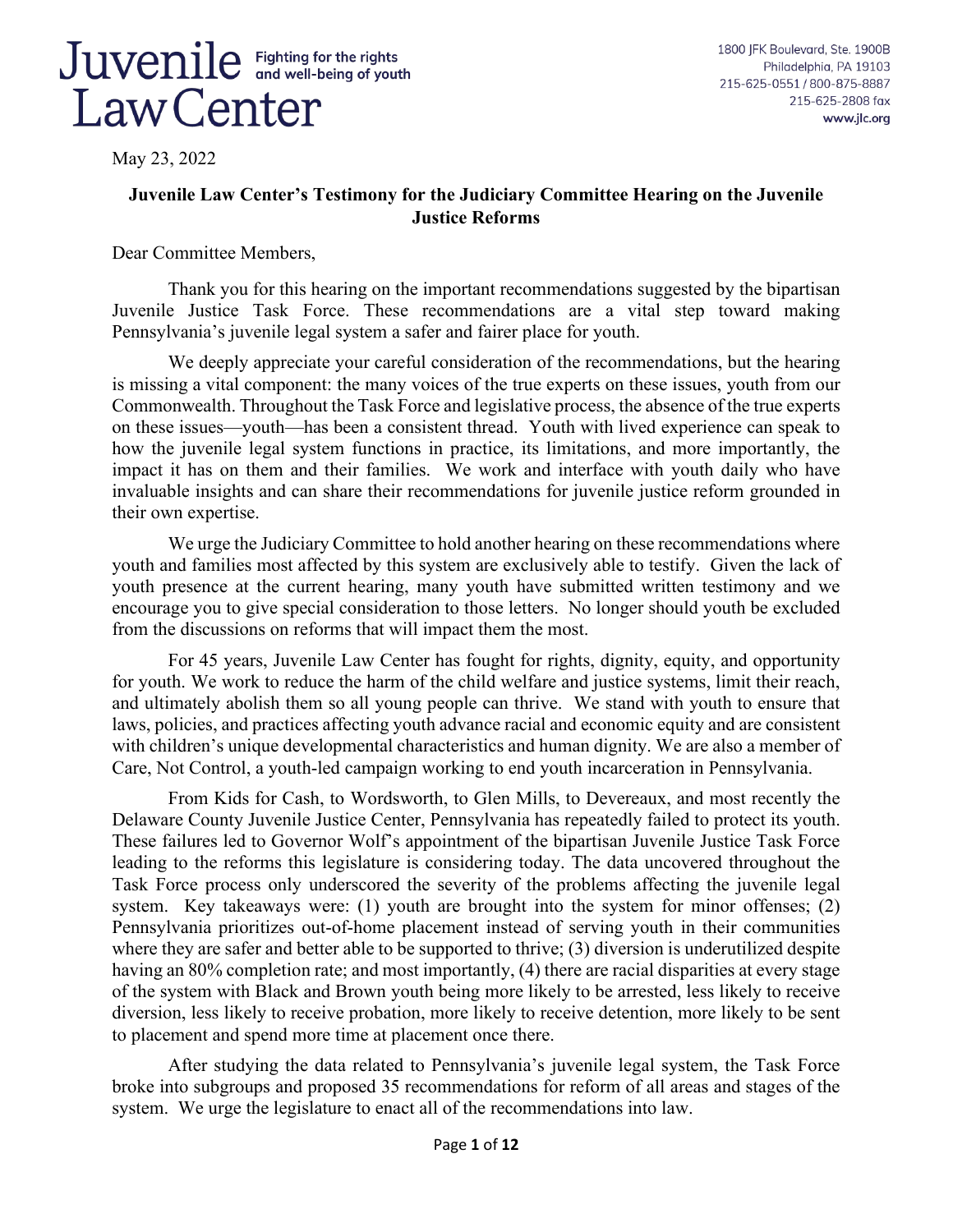Juvenile Law Center — Fighting for the rights and well-being of youth

1800 JFK Boulevard, Ste. 1900B
Philadelphia, PA 19103
215-625-0551 / 800-875-8887
215-625-2808 fax
**www.jlc.org**

May 23, 2022

**Juvenile Law Center's Testimony for the Judiciary Committee Hearing on the Juvenile Justice Reforms**

Dear Committee Members,

Thank you for this hearing on the important recommendations suggested by the bipartisan Juvenile Justice Task Force. These recommendations are a vital step toward making Pennsylvania's juvenile legal system a safer and fairer place for youth.

We deeply appreciate your careful consideration of the recommendations, but the hearing is missing a vital component: the many voices of the true experts on these issues, youth from our Commonwealth. Throughout the Task Force and legislative process, the absence of the true experts on these issues—youth—has been a consistent thread. Youth with lived experience can speak to how the juvenile legal system functions in practice, its limitations, and more importantly, the impact it has on them and their families. We work and interface with youth daily who have invaluable insights and can share their recommendations for juvenile justice reform grounded in their own expertise.

We urge the Judiciary Committee to hold another hearing on these recommendations where youth and families most affected by this system are exclusively able to testify. Given the lack of youth presence at the current hearing, many youth have submitted written testimony and we encourage you to give special consideration to those letters. No longer should youth be excluded from the discussions on reforms that will impact them the most.

For 45 years, Juvenile Law Center has fought for rights, dignity, equity, and opportunity for youth. We work to reduce the harm of the child welfare and justice systems, limit their reach, and ultimately abolish them so all young people can thrive. We stand with youth to ensure that laws, policies, and practices affecting youth advance racial and economic equity and are consistent with children's unique developmental characteristics and human dignity. We are also a member of Care, Not Control, a youth-led campaign working to end youth incarceration in Pennsylvania.

From Kids for Cash, to Wordsworth, to Glen Mills, to Devereaux, and most recently the Delaware County Juvenile Justice Center, Pennsylvania has repeatedly failed to protect its youth. These failures led to Governor Wolf's appointment of the bipartisan Juvenile Justice Task Force leading to the reforms this legislature is considering today. The data uncovered throughout the Task Force process only underscored the severity of the problems affecting the juvenile legal system. Key takeaways were: (1) youth are brought into the system for minor offenses; (2) Pennsylvania prioritizes out-of-home placement instead of serving youth in their communities where they are safer and better able to be supported to thrive; (3) diversion is underutilized despite having an 80% completion rate; and most importantly, (4) there are racial disparities at every stage of the system with Black and Brown youth being more likely to be arrested, less likely to receive diversion, less likely to receive probation, more likely to receive detention, more likely to be sent to placement and spend more time at placement once there.

After studying the data related to Pennsylvania's juvenile legal system, the Task Force broke into subgroups and proposed 35 recommendations for reform of all areas and stages of the system. We urge the legislature to enact all of the recommendations into law.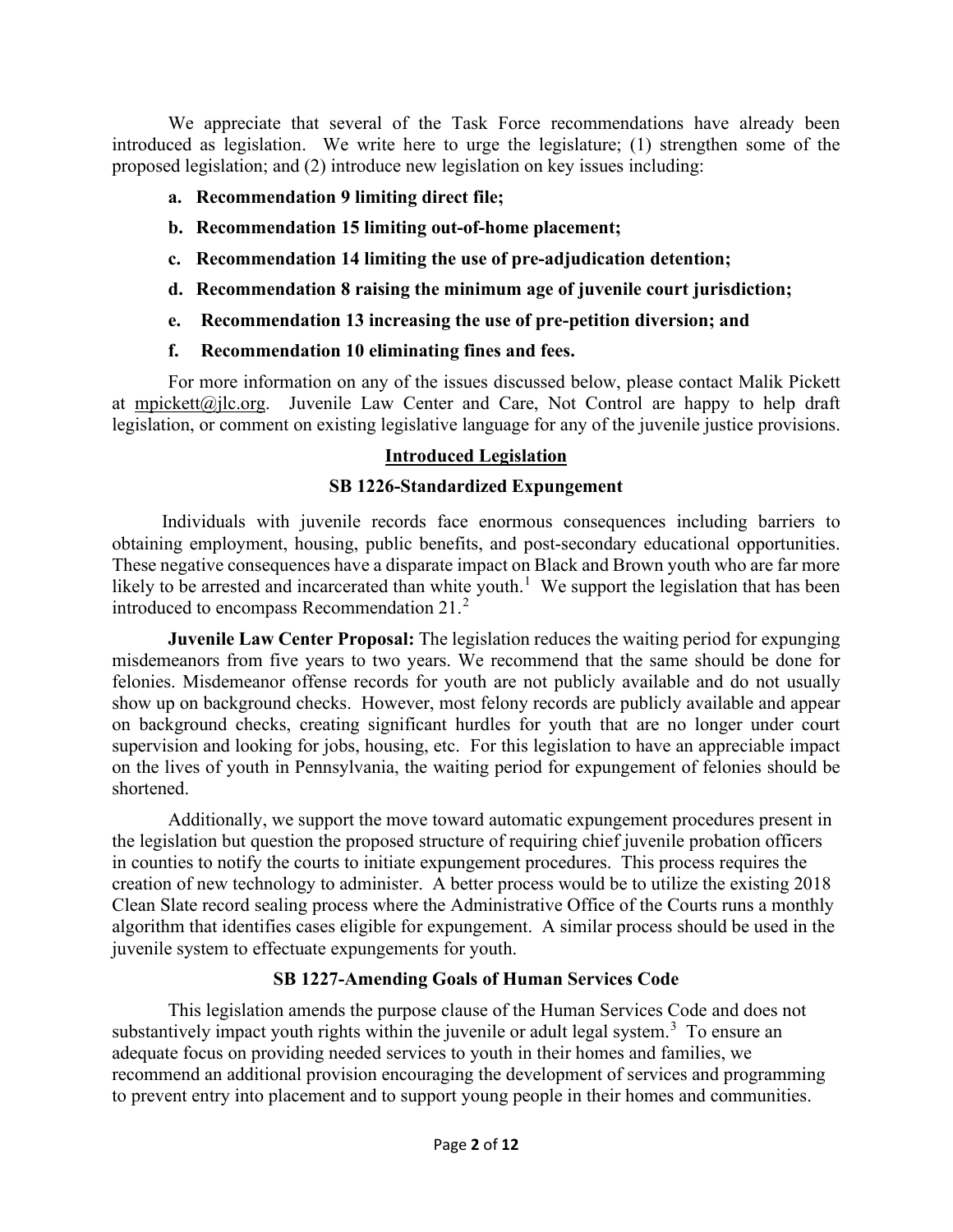We appreciate that several of the Task Force recommendations have already been introduced as legislation. We write here to urge the legislature; (1) strengthen some of the proposed legislation; and (2) introduce new legislation on key issues including:

a. **Recommendation 9 limiting direct file;**

b. **Recommendation 15 limiting out-of-home placement;**

c. **Recommendation 14 limiting the use of pre-adjudication detention;**

d. **Recommendation 8 raising the minimum age of juvenile court jurisdiction;**

e. **Recommendation 13 increasing the use of pre-petition diversion; and**

f. **Recommendation 10 eliminating fines and fees.**

For more information on any of the issues discussed below, please contact Malik Pickett at mpickett@jlc.org. Juvenile Law Center and Care, Not Control are happy to help draft legislation, or comment on existing legislative language for any of the juvenile justice provisions.

## Introduced Legislation

### SB 1226-Standardized Expungement

Individuals with juvenile records face enormous consequences including barriers to obtaining employment, housing, public benefits, and post-secondary educational opportunities. These negative consequences have a disparate impact on Black and Brown youth who are far more likely to be arrested and incarcerated than white youth.[1] We support the legislation that has been introduced to encompass Recommendation 21.[2]

**Juvenile Law Center Proposal:** The legislation reduces the waiting period for expunging misdemeanors from five years to two years. We recommend that the same should be done for felonies. Misdemeanor offense records for youth are not publicly available and do not usually show up on background checks. However, most felony records are publicly available and appear on background checks, creating significant hurdles for youth that are no longer under court supervision and looking for jobs, housing, etc. For this legislation to have an appreciable impact on the lives of youth in Pennsylvania, the waiting period for expungement of felonies should be shortened.

Additionally, we support the move toward automatic expungement procedures present in the legislation but question the proposed structure of requiring chief juvenile probation officers in counties to notify the courts to initiate expungement procedures. This process requires the creation of new technology to administer. A better process would be to utilize the existing 2018 Clean Slate record sealing process where the Administrative Office of the Courts runs a monthly algorithm that identifies cases eligible for expungement. A similar process should be used in the juvenile system to effectuate expungements for youth.

### SB 1227-Amending Goals of Human Services Code

This legislation amends the purpose clause of the Human Services Code and does not substantively impact youth rights within the juvenile or adult legal system.[3] To ensure an adequate focus on providing needed services to youth in their homes and families, we recommend an additional provision encouraging the development of services and programming to prevent entry into placement and to support young people in their homes and communities.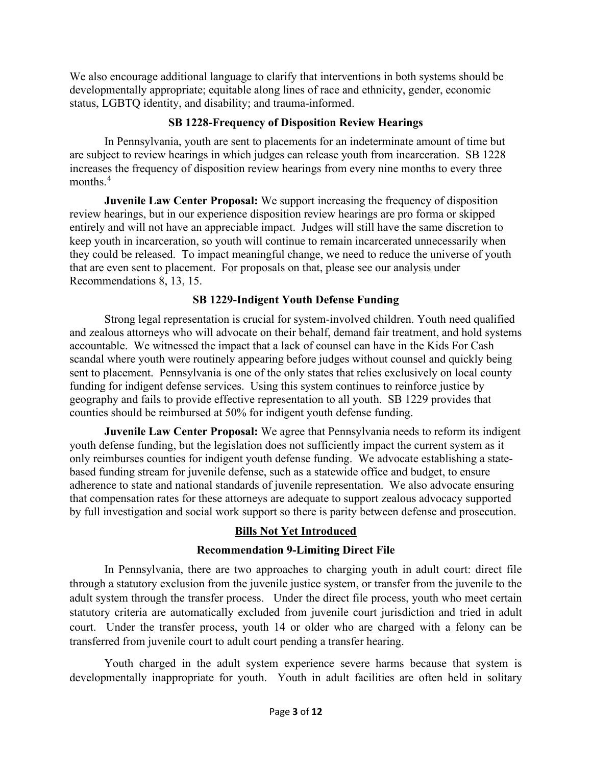We also encourage additional language to clarify that interventions in both systems should be developmentally appropriate; equitable along lines of race and ethnicity, gender, economic status, LGBTQ identity, and disability; and trauma-informed.

### SB 1228-Frequency of Disposition Review Hearings

In Pennsylvania, youth are sent to placements for an indeterminate amount of time but are subject to review hearings in which judges can release youth from incarceration. SB 1228 increases the frequency of disposition review hearings from every nine months to every three months.[4]

**Juvenile Law Center Proposal:** We support increasing the frequency of disposition review hearings, but in our experience disposition review hearings are pro forma or skipped entirely and will not have an appreciable impact. Judges will still have the same discretion to keep youth in incarceration, so youth will continue to remain incarcerated unnecessarily when they could be released. To impact meaningful change, we need to reduce the universe of youth that are even sent to placement. For proposals on that, please see our analysis under Recommendations 8, 13, 15.

### SB 1229-Indigent Youth Defense Funding

Strong legal representation is crucial for system-involved children. Youth need qualified and zealous attorneys who will advocate on their behalf, demand fair treatment, and hold systems accountable. We witnessed the impact that a lack of counsel can have in the Kids For Cash scandal where youth were routinely appearing before judges without counsel and quickly being sent to placement. Pennsylvania is one of the only states that relies exclusively on local county funding for indigent defense services. Using this system continues to reinforce justice by geography and fails to provide effective representation to all youth. SB 1229 provides that counties should be reimbursed at 50% for indigent youth defense funding.

**Juvenile Law Center Proposal:** We agree that Pennsylvania needs to reform its indigent youth defense funding, but the legislation does not sufficiently impact the current system as it only reimburses counties for indigent youth defense funding. We advocate establishing a state-based funding stream for juvenile defense, such as a statewide office and budget, to ensure adherence to state and national standards of juvenile representation. We also advocate ensuring that compensation rates for these attorneys are adequate to support zealous advocacy supported by full investigation and social work support so there is parity between defense and prosecution.

## Bills Not Yet Introduced

### Recommendation 9-Limiting Direct File

In Pennsylvania, there are two approaches to charging youth in adult court: direct file through a statutory exclusion from the juvenile justice system, or transfer from the juvenile to the adult system through the transfer process. Under the direct file process, youth who meet certain statutory criteria are automatically excluded from juvenile court jurisdiction and tried in adult court. Under the transfer process, youth 14 or older who are charged with a felony can be transferred from juvenile court to adult court pending a transfer hearing.

Youth charged in the adult system experience severe harms because that system is developmentally inappropriate for youth. Youth in adult facilities are often held in solitary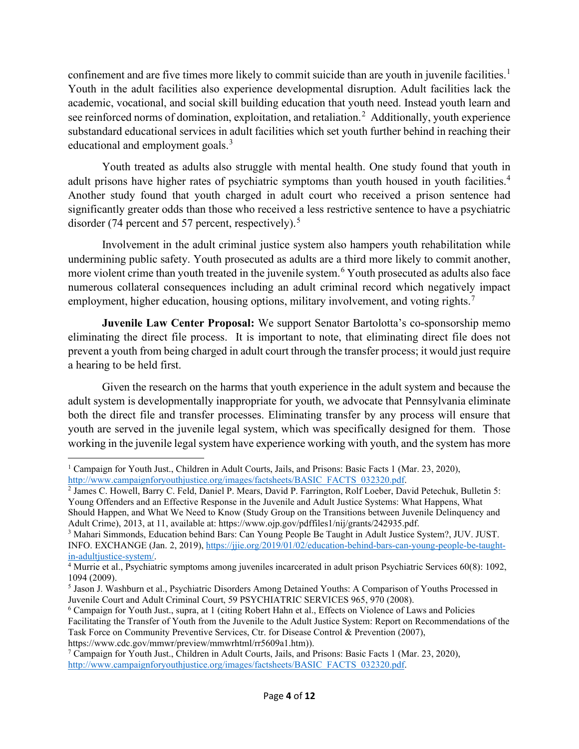confinement and are five times more likely to commit suicide than are youth in juvenile facilities.[1] Youth in the adult facilities also experience developmental disruption. Adult facilities lack the academic, vocational, and social skill building education that youth need. Instead youth learn and see reinforced norms of domination, exploitation, and retaliation.[2] Additionally, youth experience substandard educational services in adult facilities which set youth further behind in reaching their educational and employment goals.[3]

Youth treated as adults also struggle with mental health. One study found that youth in adult prisons have higher rates of psychiatric symptoms than youth housed in youth facilities.[4] Another study found that youth charged in adult court who received a prison sentence had significantly greater odds than those who received a less restrictive sentence to have a psychiatric disorder (74 percent and 57 percent, respectively).[5]

Involvement in the adult criminal justice system also hampers youth rehabilitation while undermining public safety. Youth prosecuted as adults are a third more likely to commit another, more violent crime than youth treated in the juvenile system.[6] Youth prosecuted as adults also face numerous collateral consequences including an adult criminal record which negatively impact employment, higher education, housing options, military involvement, and voting rights.[7]

**Juvenile Law Center Proposal:** We support Senator Bartolotta's co-sponsorship memo eliminating the direct file process. It is important to note, that eliminating direct file does not prevent a youth from being charged in adult court through the transfer process; it would just require a hearing to be held first.

Given the research on the harms that youth experience in the adult system and because the adult system is developmentally inappropriate for youth, we advocate that Pennsylvania eliminate both the direct file and transfer processes. Eliminating transfer by any process will ensure that youth are served in the juvenile legal system, which was specifically designed for them. Those working in the juvenile legal system have experience working with youth, and the system has more

---

[1] Campaign for Youth Just., Children in Adult Courts, Jails, and Prisons: Basic Facts 1 (Mar. 23, 2020), http://www.campaignforyouthjustice.org/images/factsheets/BASIC_FACTS_032320.pdf.

[2] James C. Howell, Barry C. Feld, Daniel P. Mears, David P. Farrington, Rolf Loeber, David Petechuk, Bulletin 5: Young Offenders and an Effective Response in the Juvenile and Adult Justice Systems: What Happens, What Should Happen, and What We Need to Know (Study Group on the Transitions between Juvenile Delinquency and Adult Crime), 2013, at 11, available at: https://www.ojp.gov/pdffiles1/nij/grants/242935.pdf.

[3] Mahari Simmonds, Education behind Bars: Can Young People Be Taught in Adult Justice System?, JUV. JUST. INFO. EXCHANGE (Jan. 2, 2019), https://jjie.org/2019/01/02/education-behind-bars-can-young-people-be-taught-in-adultjustice-system/.

[4] Murrie et al., Psychiatric symptoms among juveniles incarcerated in adult prison Psychiatric Services 60(8): 1092, 1094 (2009).

[5] Jason J. Washburn et al., Psychiatric Disorders Among Detained Youths: A Comparison of Youths Processed in Juvenile Court and Adult Criminal Court, 59 PSYCHIATRIC SERVICES 965, 970 (2008).

[6] Campaign for Youth Just., supra, at 1 (citing Robert Hahn et al., Effects on Violence of Laws and Policies Facilitating the Transfer of Youth from the Juvenile to the Adult Justice System: Report on Recommendations of the Task Force on Community Preventive Services, Ctr. for Disease Control & Prevention (2007), https://www.cdc.gov/mmwr/preview/mmwrhtml/rr5609a1.htm)).

[7] Campaign for Youth Just., Children in Adult Courts, Jails, and Prisons: Basic Facts 1 (Mar. 23, 2020), http://www.campaignforyouthjustice.org/images/factsheets/BASIC_FACTS_032320.pdf.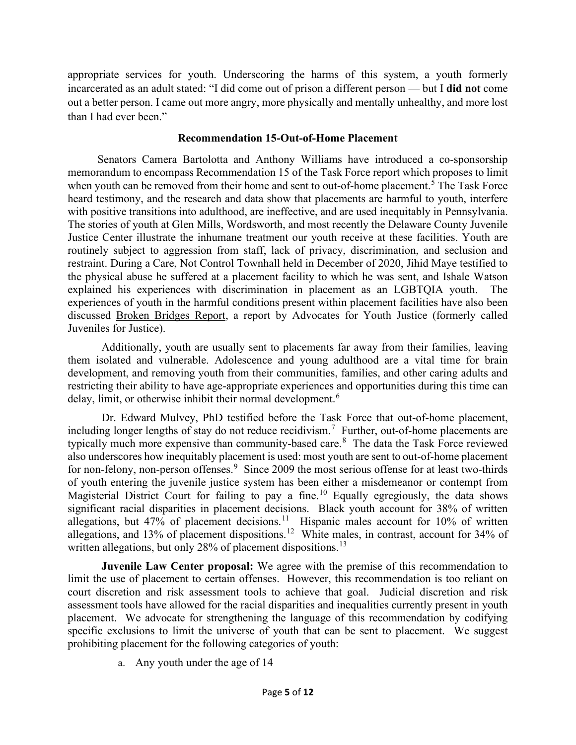appropriate services for youth. Underscoring the harms of this system, a youth formerly incarcerated as an adult stated: "I did come out of prison a different person — but I **did not** come out a better person. I came out more angry, more physically and mentally unhealthy, and more lost than I had ever been."

## Recommendation 15-Out-of-Home Placement

Senators Camera Bartolotta and Anthony Williams have introduced a co-sponsorship memorandum to encompass Recommendation 15 of the Task Force report which proposes to limit when youth can be removed from their home and sent to out-of-home placement.[5] The Task Force heard testimony, and the research and data show that placements are harmful to youth, interfere with positive transitions into adulthood, are ineffective, and are used inequitably in Pennsylvania. The stories of youth at Glen Mills, Wordsworth, and most recently the Delaware County Juvenile Justice Center illustrate the inhumane treatment our youth receive at these facilities. Youth are routinely subject to aggression from staff, lack of privacy, discrimination, and seclusion and restraint. During a Care, Not Control Townhall held in December of 2020, Jihid Maye testified to the physical abuse he suffered at a placement facility to which he was sent, and Ishale Watson explained his experiences with discrimination in placement as an LGBTQIA youth. The experiences of youth in the harmful conditions present within placement facilities have also been discussed Broken Bridges Report, a report by Advocates for Youth Justice (formerly called Juveniles for Justice).

Additionally, youth are usually sent to placements far away from their families, leaving them isolated and vulnerable. Adolescence and young adulthood are a vital time for brain development, and removing youth from their communities, families, and other caring adults and restricting their ability to have age-appropriate experiences and opportunities during this time can delay, limit, or otherwise inhibit their normal development.[6]

Dr. Edward Mulvey, PhD testified before the Task Force that out-of-home placement, including longer lengths of stay do not reduce recidivism.[7] Further, out-of-home placements are typically much more expensive than community-based care.[8] The data the Task Force reviewed also underscores how inequitably placement is used: most youth are sent to out-of-home placement for non-felony, non-person offenses.[9] Since 2009 the most serious offense for at least two-thirds of youth entering the juvenile justice system has been either a misdemeanor or contempt from Magisterial District Court for failing to pay a fine.[10] Equally egregiously, the data shows significant racial disparities in placement decisions. Black youth account for 38% of written allegations, but 47% of placement decisions.[11] Hispanic males account for 10% of written allegations, and 13% of placement dispositions.[12] White males, in contrast, account for 34% of written allegations, but only 28% of placement dispositions.[13]

**Juvenile Law Center proposal:** We agree with the premise of this recommendation to limit the use of placement to certain offenses. However, this recommendation is too reliant on court discretion and risk assessment tools to achieve that goal. Judicial discretion and risk assessment tools have allowed for the racial disparities and inequalities currently present in youth placement. We advocate for strengthening the language of this recommendation by codifying specific exclusions to limit the universe of youth that can be sent to placement. We suggest prohibiting placement for the following categories of youth:

a. Any youth under the age of 14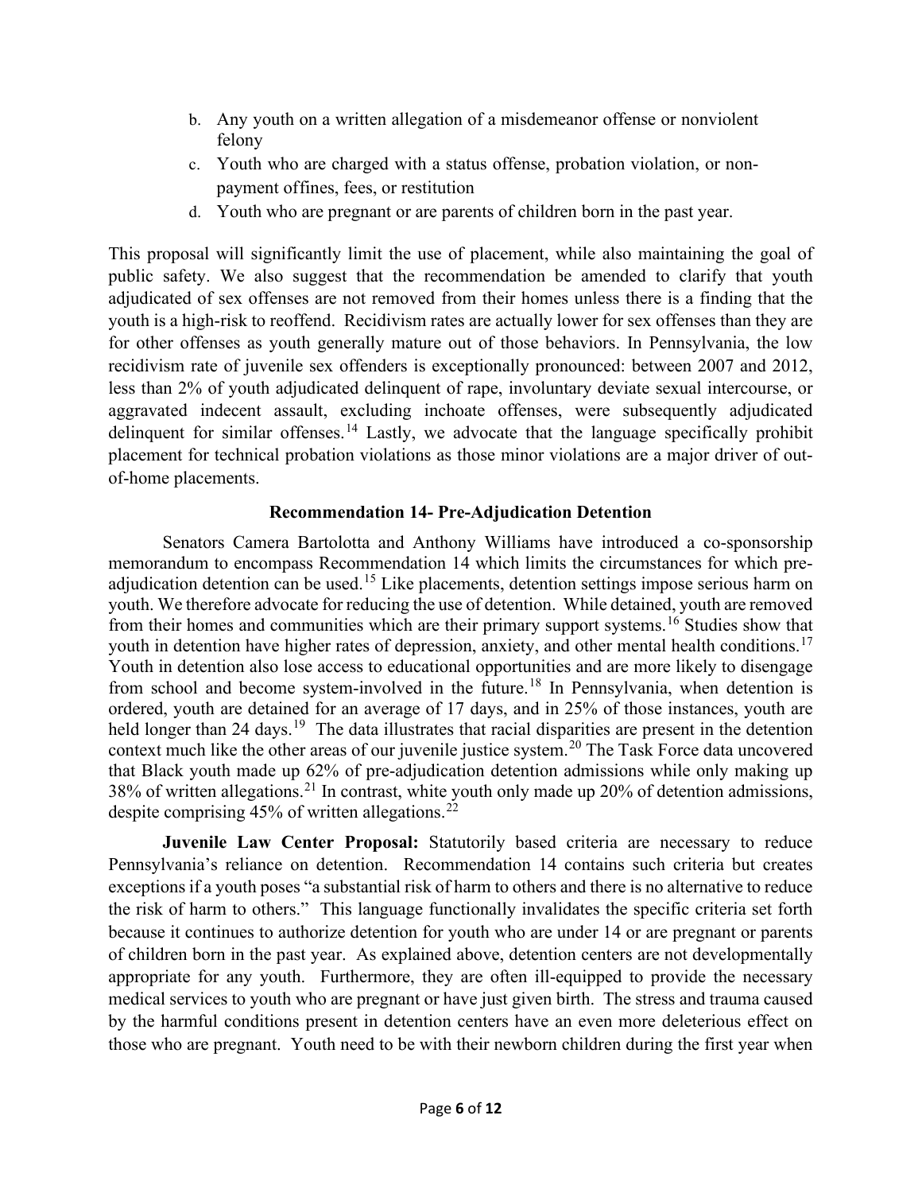b. Any youth on a written allegation of a misdemeanor offense or nonviolent felony
c. Youth who are charged with a status offense, probation violation, or non-payment offines, fees, or restitution
d. Youth who are pregnant or are parents of children born in the past year.

This proposal will significantly limit the use of placement, while also maintaining the goal of public safety. We also suggest that the recommendation be amended to clarify that youth adjudicated of sex offenses are not removed from their homes unless there is a finding that the youth is a high-risk to reoffend. Recidivism rates are actually lower for sex offenses than they are for other offenses as youth generally mature out of those behaviors. In Pennsylvania, the low recidivism rate of juvenile sex offenders is exceptionally pronounced: between 2007 and 2012, less than 2% of youth adjudicated delinquent of rape, involuntary deviate sexual intercourse, or aggravated indecent assault, excluding inchoate offenses, were subsequently adjudicated delinquent for similar offenses.[14] Lastly, we advocate that the language specifically prohibit placement for technical probation violations as those minor violations are a major driver of out-of-home placements.

**Recommendation 14- Pre-Adjudication Detention**

Senators Camera Bartolotta and Anthony Williams have introduced a co-sponsorship memorandum to encompass Recommendation 14 which limits the circumstances for which pre-adjudication detention can be used.[15] Like placements, detention settings impose serious harm on youth. We therefore advocate for reducing the use of detention. While detained, youth are removed from their homes and communities which are their primary support systems.[16] Studies show that youth in detention have higher rates of depression, anxiety, and other mental health conditions.[17] Youth in detention also lose access to educational opportunities and are more likely to disengage from school and become system-involved in the future.[18] In Pennsylvania, when detention is ordered, youth are detained for an average of 17 days, and in 25% of those instances, youth are held longer than 24 days.[19] The data illustrates that racial disparities are present in the detention context much like the other areas of our juvenile justice system.[20] The Task Force data uncovered that Black youth made up 62% of pre-adjudication detention admissions while only making up 38% of written allegations.[21] In contrast, white youth only made up 20% of detention admissions, despite comprising 45% of written allegations.[22]

**Juvenile Law Center Proposal:** Statutorily based criteria are necessary to reduce Pennsylvania's reliance on detention. Recommendation 14 contains such criteria but creates exceptions if a youth poses "a substantial risk of harm to others and there is no alternative to reduce the risk of harm to others." This language functionally invalidates the specific criteria set forth because it continues to authorize detention for youth who are under 14 or are pregnant or parents of children born in the past year. As explained above, detention centers are not developmentally appropriate for any youth. Furthermore, they are often ill-equipped to provide the necessary medical services to youth who are pregnant or have just given birth. The stress and trauma caused by the harmful conditions present in detention centers have an even more deleterious effect on those who are pregnant. Youth need to be with their newborn children during the first year when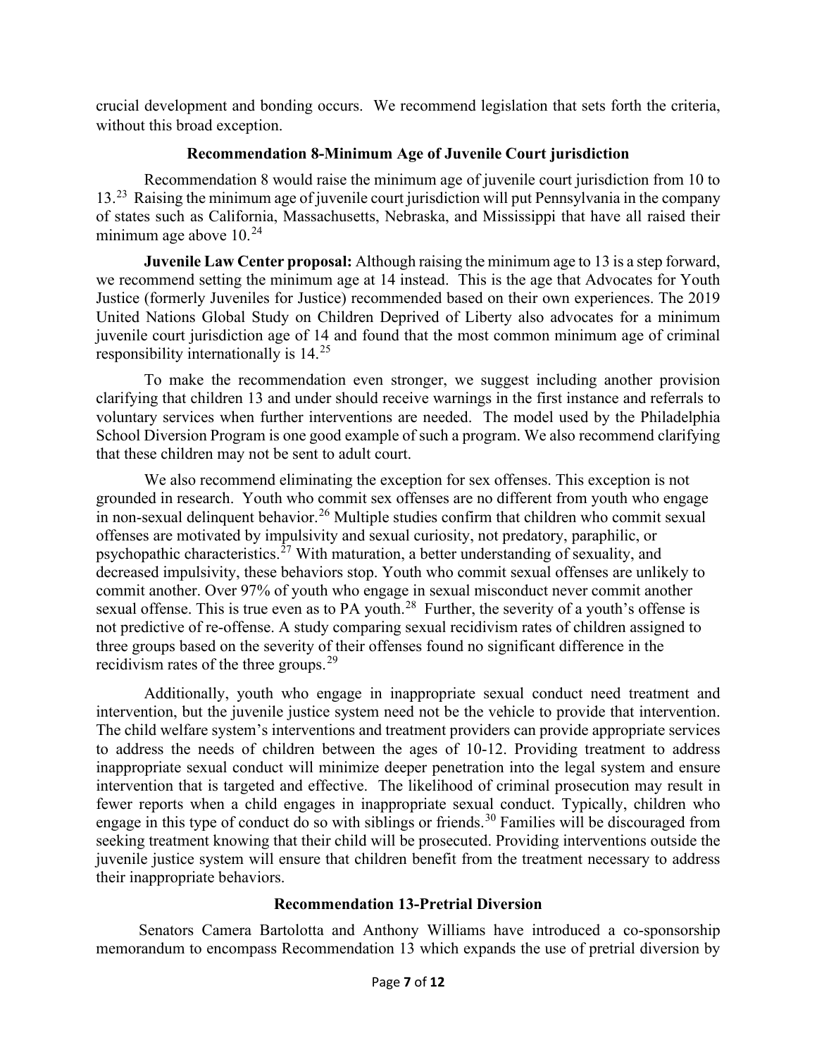crucial development and bonding occurs. We recommend legislation that sets forth the criteria, without this broad exception.

### Recommendation 8-Minimum Age of Juvenile Court jurisdiction

Recommendation 8 would raise the minimum age of juvenile court jurisdiction from 10 to 13.[23] Raising the minimum age of juvenile court jurisdiction will put Pennsylvania in the company of states such as California, Massachusetts, Nebraska, and Mississippi that have all raised their minimum age above 10.[24]

**Juvenile Law Center proposal:** Although raising the minimum age to 13 is a step forward, we recommend setting the minimum age at 14 instead. This is the age that Advocates for Youth Justice (formerly Juveniles for Justice) recommended based on their own experiences. The 2019 United Nations Global Study on Children Deprived of Liberty also advocates for a minimum juvenile court jurisdiction age of 14 and found that the most common minimum age of criminal responsibility internationally is 14.[25]

To make the recommendation even stronger, we suggest including another provision clarifying that children 13 and under should receive warnings in the first instance and referrals to voluntary services when further interventions are needed. The model used by the Philadelphia School Diversion Program is one good example of such a program. We also recommend clarifying that these children may not be sent to adult court.

We also recommend eliminating the exception for sex offenses. This exception is not grounded in research. Youth who commit sex offenses are no different from youth who engage in non-sexual delinquent behavior.[26] Multiple studies confirm that children who commit sexual offenses are motivated by impulsivity and sexual curiosity, not predatory, paraphilic, or psychopathic characteristics.[27] With maturation, a better understanding of sexuality, and decreased impulsivity, these behaviors stop. Youth who commit sexual offenses are unlikely to commit another. Over 97% of youth who engage in sexual misconduct never commit another sexual offense. This is true even as to PA youth.[28] Further, the severity of a youth's offense is not predictive of re-offense. A study comparing sexual recidivism rates of children assigned to three groups based on the severity of their offenses found no significant difference in the recidivism rates of the three groups.[29]

Additionally, youth who engage in inappropriate sexual conduct need treatment and intervention, but the juvenile justice system need not be the vehicle to provide that intervention. The child welfare system's interventions and treatment providers can provide appropriate services to address the needs of children between the ages of 10-12. Providing treatment to address inappropriate sexual conduct will minimize deeper penetration into the legal system and ensure intervention that is targeted and effective. The likelihood of criminal prosecution may result in fewer reports when a child engages in inappropriate sexual conduct. Typically, children who engage in this type of conduct do so with siblings or friends.[30] Families will be discouraged from seeking treatment knowing that their child will be prosecuted. Providing interventions outside the juvenile justice system will ensure that children benefit from the treatment necessary to address their inappropriate behaviors.

### Recommendation 13-Pretrial Diversion

Senators Camera Bartolotta and Anthony Williams have introduced a co-sponsorship memorandum to encompass Recommendation 13 which expands the use of pretrial diversion by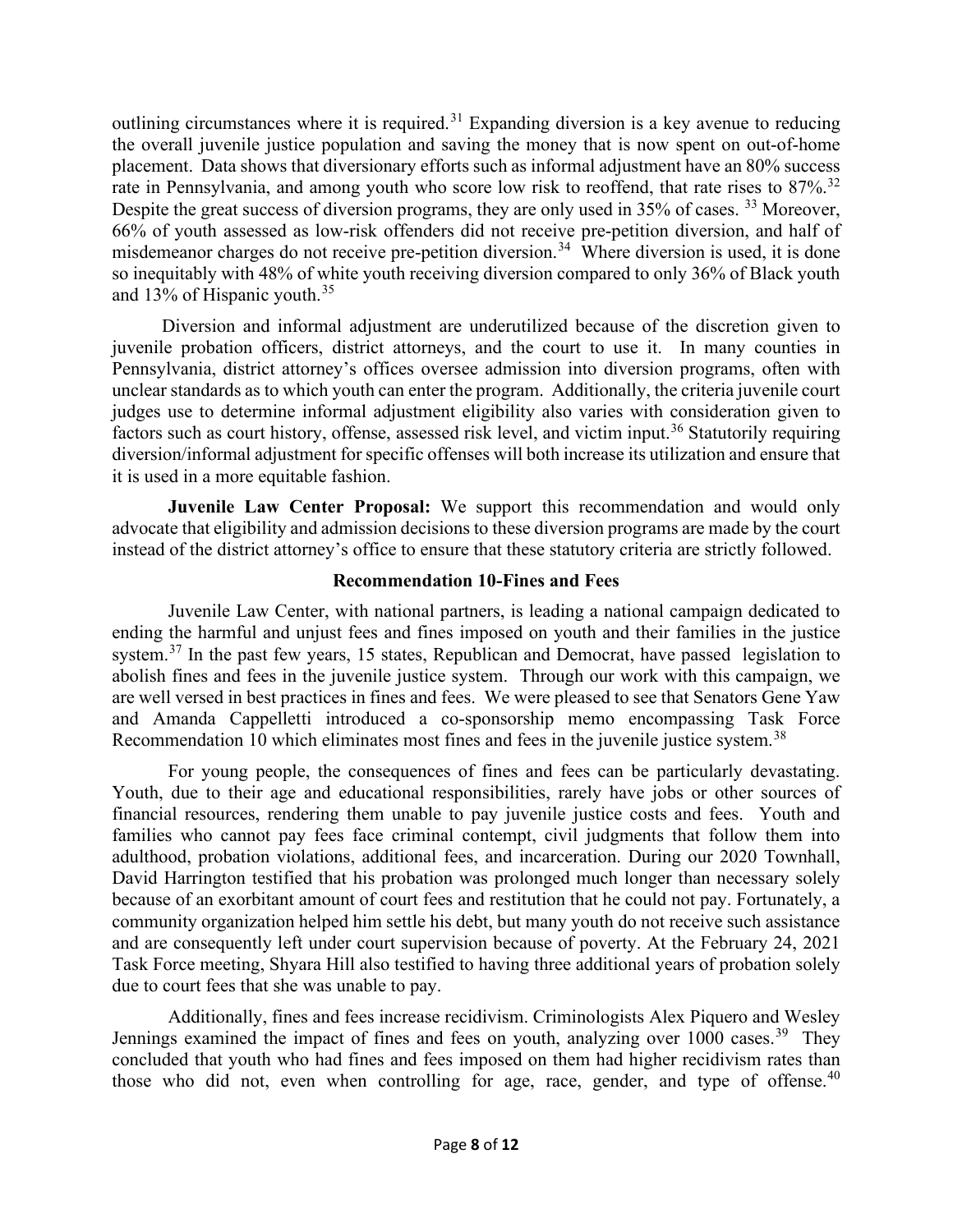outlining circumstances where it is required.[31] Expanding diversion is a key avenue to reducing the overall juvenile justice population and saving the money that is now spent on out-of-home placement. Data shows that diversionary efforts such as informal adjustment have an 80% success rate in Pennsylvania, and among youth who score low risk to reoffend, that rate rises to 87%.[32] Despite the great success of diversion programs, they are only used in 35% of cases. [33] Moreover, 66% of youth assessed as low-risk offenders did not receive pre-petition diversion, and half of misdemeanor charges do not receive pre-petition diversion.[34] Where diversion is used, it is done so inequitably with 48% of white youth receiving diversion compared to only 36% of Black youth and 13% of Hispanic youth.[35]

Diversion and informal adjustment are underutilized because of the discretion given to juvenile probation officers, district attorneys, and the court to use it. In many counties in Pennsylvania, district attorney's offices oversee admission into diversion programs, often with unclear standards as to which youth can enter the program. Additionally, the criteria juvenile court judges use to determine informal adjustment eligibility also varies with consideration given to factors such as court history, offense, assessed risk level, and victim input.[36] Statutorily requiring diversion/informal adjustment for specific offenses will both increase its utilization and ensure that it is used in a more equitable fashion.

**Juvenile Law Center Proposal:** We support this recommendation and would only advocate that eligibility and admission decisions to these diversion programs are made by the court instead of the district attorney's office to ensure that these statutory criteria are strictly followed.

### Recommendation 10-Fines and Fees

Juvenile Law Center, with national partners, is leading a national campaign dedicated to ending the harmful and unjust fees and fines imposed on youth and their families in the justice system.[37] In the past few years, 15 states, Republican and Democrat, have passed legislation to abolish fines and fees in the juvenile justice system. Through our work with this campaign, we are well versed in best practices in fines and fees. We were pleased to see that Senators Gene Yaw and Amanda Cappelletti introduced a co-sponsorship memo encompassing Task Force Recommendation 10 which eliminates most fines and fees in the juvenile justice system.[38]

For young people, the consequences of fines and fees can be particularly devastating. Youth, due to their age and educational responsibilities, rarely have jobs or other sources of financial resources, rendering them unable to pay juvenile justice costs and fees. Youth and families who cannot pay fees face criminal contempt, civil judgments that follow them into adulthood, probation violations, additional fees, and incarceration. During our 2020 Townhall, David Harrington testified that his probation was prolonged much longer than necessary solely because of an exorbitant amount of court fees and restitution that he could not pay. Fortunately, a community organization helped him settle his debt, but many youth do not receive such assistance and are consequently left under court supervision because of poverty. At the February 24, 2021 Task Force meeting, Shyara Hill also testified to having three additional years of probation solely due to court fees that she was unable to pay.

Additionally, fines and fees increase recidivism. Criminologists Alex Piquero and Wesley Jennings examined the impact of fines and fees on youth, analyzing over 1000 cases.[39] They concluded that youth who had fines and fees imposed on them had higher recidivism rates than those who did not, even when controlling for age, race, gender, and type of offense.[40]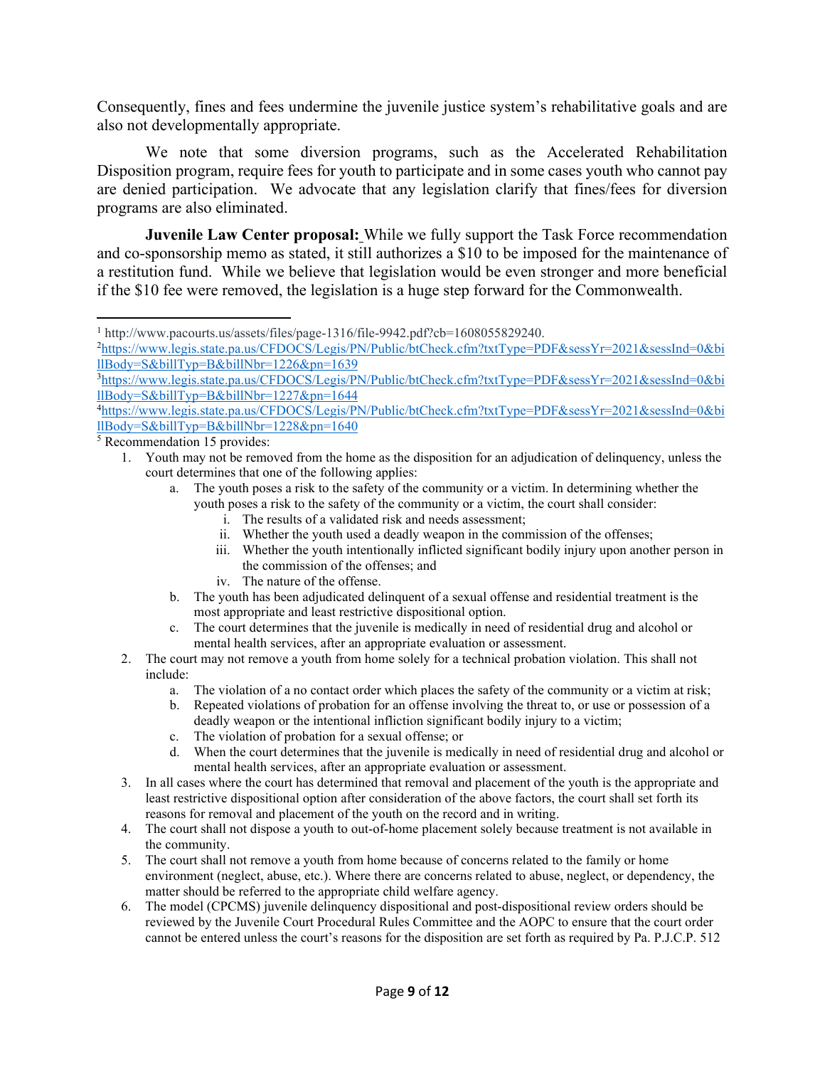Consequently, fines and fees undermine the juvenile justice system's rehabilitative goals and are also not developmentally appropriate.

We note that some diversion programs, such as the Accelerated Rehabilitation Disposition program, require fees for youth to participate and in some cases youth who cannot pay are denied participation. We advocate that any legislation clarify that fines/fees for diversion programs are also eliminated.

**Juvenile Law Center proposal:** While we fully support the Task Force recommendation and co-sponsorship memo as stated, it still authorizes a $10 to be imposed for the maintenance of a restitution fund. While we believe that legislation would be even stronger and more beneficial if the $10 fee were removed, the legislation is a huge step forward for the Commonwealth.

---

[1] http://www.pacourts.us/assets/files/page-1316/file-9942.pdf?cb=1608055829240.

[2] https://www.legis.state.pa.us/CFDOCS/Legis/PN/Public/btCheck.cfm?txtType=PDF&sessYr=2021&sessInd=0&billBody=S&billTyp=B&billNbr=1226&pn=1639

[3] https://www.legis.state.pa.us/CFDOCS/Legis/PN/Public/btCheck.cfm?txtType=PDF&sessYr=2021&sessInd=0&billBody=S&billTyp=B&billNbr=1227&pn=1644

[4] https://www.legis.state.pa.us/CFDOCS/Legis/PN/Public/btCheck.cfm?txtType=PDF&sessYr=2021&sessInd=0&billBody=S&billTyp=B&billNbr=1228&pn=1640

[5] Recommendation 15 provides:

1. Youth may not be removed from the home as the disposition for an adjudication of delinquency, unless the court determines that one of the following applies:
   a. The youth poses a risk to the safety of the community or a victim. In determining whether the youth poses a risk to the safety of the community or a victim, the court shall consider:
      i. The results of a validated risk and needs assessment;
      ii. Whether the youth used a deadly weapon in the commission of the offenses;
      iii. Whether the youth intentionally inflicted significant bodily injury upon another person in the commission of the offenses; and
      iv. The nature of the offense.
   b. The youth has been adjudicated delinquent of a sexual offense and residential treatment is the most appropriate and least restrictive dispositional option.
   c. The court determines that the juvenile is medically in need of residential drug and alcohol or mental health services, after an appropriate evaluation or assessment.
2. The court may not remove a youth from home solely for a technical probation violation. This shall not include:
   a. The violation of a no contact order which places the safety of the community or a victim at risk;
   b. Repeated violations of probation for an offense involving the threat to, or use or possession of a deadly weapon or the intentional infliction significant bodily injury to a victim;
   c. The violation of probation for a sexual offense; or
   d. When the court determines that the juvenile is medically in need of residential drug and alcohol or mental health services, after an appropriate evaluation or assessment.
3. In all cases where the court has determined that removal and placement of the youth is the appropriate and least restrictive dispositional option after consideration of the above factors, the court shall set forth its reasons for removal and placement of the youth on the record and in writing.
4. The court shall not dispose a youth to out-of-home placement solely because treatment is not available in the community.
5. The court shall not remove a youth from home because of concerns related to the family or home environment (neglect, abuse, etc.). Where there are concerns related to abuse, neglect, or dependency, the matter should be referred to the appropriate child welfare agency.
6. The model (CPCMS) juvenile delinquency dispositional and post-dispositional review orders should be reviewed by the Juvenile Court Procedural Rules Committee and the AOPC to ensure that the court order cannot be entered unless the court's reasons for the disposition are set forth as required by Pa. P.J.C.P. 512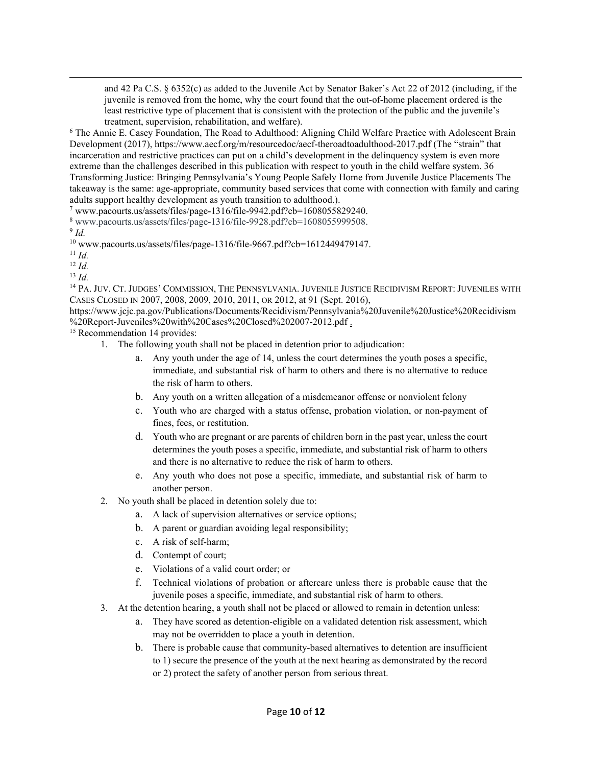and 42 Pa C.S. § 6352(c) as added to the Juvenile Act by Senator Baker's Act 22 of 2012 (including, if the juvenile is removed from the home, why the court found that the out-of-home placement ordered is the least restrictive type of placement that is consistent with the protection of the public and the juvenile's treatment, supervision, rehabilitation, and welfare).

[6] The Annie E. Casey Foundation, The Road to Adulthood: Aligning Child Welfare Practice with Adolescent Brain Development (2017), https://www.aecf.org/m/resourcedoc/aecf-theroadtoadulthood-2017.pdf (The "strain" that incarceration and restrictive practices can put on a child's development in the delinquency system is even more extreme than the challenges described in this publication with respect to youth in the child welfare system. 36 Transforming Justice: Bringing Pennsylvania's Young People Safely Home from Juvenile Justice Placements The takeaway is the same: age-appropriate, community based services that come with connection with family and caring adults support healthy development as youth transition to adulthood.).

[7] www.pacourts.us/assets/files/page-1316/file-9942.pdf?cb=1608055829240.

[8] www.pacourts.us/assets/files/page-1316/file-9928.pdf?cb=1608055999508.

[9] *Id.*

[10] www.pacourts.us/assets/files/page-1316/file-9667.pdf?cb=1612449479147.

[11] *Id.*

[12] *Id.*

[13] *Id.*

[14] PA. JUV. CT. JUDGES' COMMISSION, THE PENNSYLVANIA. JUVENILE JUSTICE RECIDIVISM REPORT: JUVENILES WITH CASES CLOSED IN 2007, 2008, 2009, 2010, 2011, OR 2012, at 91 (Sept. 2016), https://www.jcjc.pa.gov/Publications/Documents/Recidivism/Pennsylvania%20Juvenile%20Justice%20Recidivism%20Report-Juveniles%20with%20Cases%20Closed%202007-2012.pdf .

[15] Recommendation 14 provides:

1. The following youth shall not be placed in detention prior to adjudication:
   a. Any youth under the age of 14, unless the court determines the youth poses a specific, immediate, and substantial risk of harm to others and there is no alternative to reduce the risk of harm to others.
   b. Any youth on a written allegation of a misdemeanor offense or nonviolent felony
   c. Youth who are charged with a status offense, probation violation, or non-payment of fines, fees, or restitution.
   d. Youth who are pregnant or are parents of children born in the past year, unless the court determines the youth poses a specific, immediate, and substantial risk of harm to others and there is no alternative to reduce the risk of harm to others.
   e. Any youth who does not pose a specific, immediate, and substantial risk of harm to another person.
2. No youth shall be placed in detention solely due to:
   a. A lack of supervision alternatives or service options;
   b. A parent or guardian avoiding legal responsibility;
   c. A risk of self-harm;
   d. Contempt of court;
   e. Violations of a valid court order; or
   f. Technical violations of probation or aftercare unless there is probable cause that the juvenile poses a specific, immediate, and substantial risk of harm to others.
3. At the detention hearing, a youth shall not be placed or allowed to remain in detention unless:
   a. They have scored as detention-eligible on a validated detention risk assessment, which may not be overridden to place a youth in detention.
   b. There is probable cause that community-based alternatives to detention are insufficient to 1) secure the presence of the youth at the next hearing as demonstrated by the record or 2) protect the safety of another person from serious threat.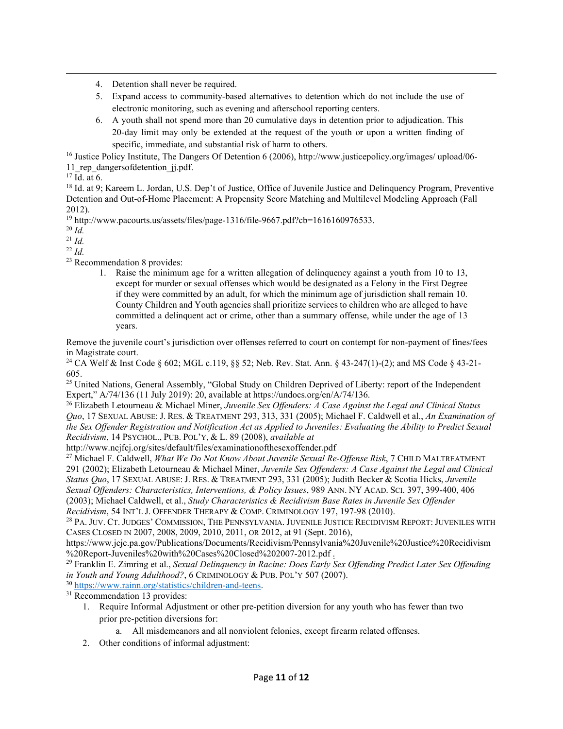4. Detention shall never be required.
5. Expand access to community-based alternatives to detention which do not include the use of electronic monitoring, such as evening and afterschool reporting centers.
6. A youth shall not spend more than 20 cumulative days in detention prior to adjudication. This 20-day limit may only be extended at the request of the youth or upon a written finding of specific, immediate, and substantial risk of harm to others.

[16] Justice Policy Institute, The Dangers Of Detention 6 (2006), http://www.justicepolicy.org/images/ upload/06-11_rep_dangersofdetention_jj.pdf.

[17] Id. at 6.

[18] Id. at 9; Kareem L. Jordan, U.S. Dep't of Justice, Office of Juvenile Justice and Delinquency Program, Preventive Detention and Out-of-Home Placement: A Propensity Score Matching and Multilevel Modeling Approach (Fall 2012).

[19] http://www.pacourts.us/assets/files/page-1316/file-9667.pdf?cb=1616160976533.

[20] *Id.*

[21] *Id.*

[22] *Id.*

[23] Recommendation 8 provides:

1. Raise the minimum age for a written allegation of delinquency against a youth from 10 to 13, except for murder or sexual offenses which would be designated as a Felony in the First Degree if they were committed by an adult, for which the minimum age of jurisdiction shall remain 10. County Children and Youth agencies shall prioritize services to children who are alleged to have committed a delinquent act or crime, other than a summary offense, while under the age of 13 years.

Remove the juvenile court's jurisdiction over offenses referred to court on contempt for non-payment of fines/fees in Magistrate court.

[24] CA Welf & Inst Code § 602; MGL c.119, §§ 52; Neb. Rev. Stat. Ann. § 43-247(1)-(2); and MS Code § 43-21-605.

[25] United Nations, General Assembly, "Global Study on Children Deprived of Liberty: report of the Independent Expert," A/74/136 (11 July 2019): 20, available at https://undocs.org/en/A/74/136.

[26] Elizabeth Letourneau & Michael Miner, *Juvenile Sex Offenders: A Case Against the Legal and Clinical Status Quo*, 17 SEXUAL ABUSE: J. RES. & TREATMENT 293, 313, 331 (2005); Michael F. Caldwell et al., *An Examination of the Sex Offender Registration and Notification Act as Applied to Juveniles: Evaluating the Ability to Predict Sexual Recidivism*, 14 PSYCHOL., PUB. POL'Y, & L. 89 (2008), *available at* http://www.ncjfcj.org/sites/default/files/examinationofthesexoffender.pdf

[27] Michael F. Caldwell, *What We Do Not Know About Juvenile Sexual Re-Offense Risk*, 7 CHILD MALTREATMENT 291 (2002); Elizabeth Letourneau & Michael Miner, *Juvenile Sex Offenders: A Case Against the Legal and Clinical Status Quo*, 17 SEXUAL ABUSE: J. RES. & TREATMENT 293, 331 (2005); Judith Becker & Scotia Hicks, *Juvenile Sexual Offenders: Characteristics, Interventions, & Policy Issues*, 989 ANN. NY ACAD. SCI. 397, 399-400, 406 (2003); Michael Caldwell, et al., *Study Characteristics & Recidivism Base Rates in Juvenile Sex Offender Recidivism*, 54 INT'L J. OFFENDER THERAPY & COMP. CRIMINOLOGY 197, 197-98 (2010).

[28] PA. JUV. CT. JUDGES' COMMISSION, THE PENNSYLVANIA. JUVENILE JUSTICE RECIDIVISM REPORT: JUVENILES WITH CASES CLOSED IN 2007, 2008, 2009, 2010, 2011, OR 2012, at 91 (Sept. 2016), https://www.jcjc.pa.gov/Publications/Documents/Recidivism/Pennsylvania%20Juvenile%20Justice%20Recidivism%20Report-Juveniles%20with%20Cases%20Closed%202007-2012.pdf .

[29] Franklin E. Zimring et al., *Sexual Delinquency in Racine: Does Early Sex Offending Predict Later Sex Offending in Youth and Young Adulthood?*, 6 CRIMINOLOGY & PUB. POL'Y 507 (2007).

[30] https://www.rainn.org/statistics/children-and-teens.

[31] Recommendation 13 provides:

1. Require Informal Adjustment or other pre-petition diversion for any youth who has fewer than two prior pre-petition diversions for:
   a. All misdemeanors and all nonviolent felonies, except firearm related offenses.
2. Other conditions of informal adjustment: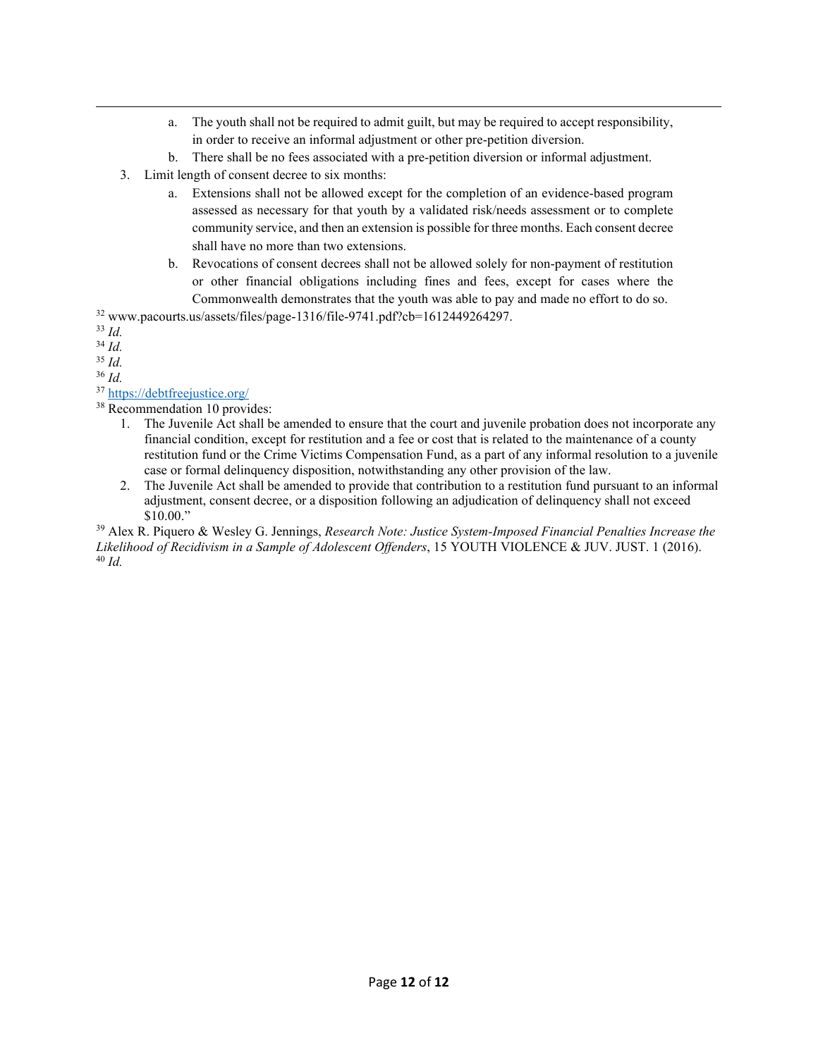a. The youth shall not be required to admit guilt, but may be required to accept responsibility, in order to receive an informal adjustment or other pre-petition diversion.
   b. There shall be no fees associated with a pre-petition diversion or informal adjustment.
3. Limit length of consent decree to six months:
   a. Extensions shall not be allowed except for the completion of an evidence-based program assessed as necessary for that youth by a validated risk/needs assessment or to complete community service, and then an extension is possible for three months. Each consent decree shall have no more than two extensions.
   b. Revocations of consent decrees shall not be allowed solely for non-payment of restitution or other financial obligations including fines and fees, except for cases where the Commonwealth demonstrates that the youth was able to pay and made no effort to do so.

[32] www.pacourts.us/assets/files/page-1316/file-9741.pdf?cb=1612449264297.

[33] *Id.*

[34] *Id.*

[35] *Id.*

[36] *Id.*

[37] https://debtfreejustice.org/

[38] Recommendation 10 provides:

1. The Juvenile Act shall be amended to ensure that the court and juvenile probation does not incorporate any financial condition, except for restitution and a fee or cost that is related to the maintenance of a county restitution fund or the Crime Victims Compensation Fund, as a part of any informal resolution to a juvenile case or formal delinquency disposition, notwithstanding any other provision of the law.
2. The Juvenile Act shall be amended to provide that contribution to a restitution fund pursuant to an informal adjustment, consent decree, or a disposition following an adjudication of delinquency shall not exceed $10.00."

[39] Alex R. Piquero & Wesley G. Jennings, *Research Note: Justice System-Imposed Financial Penalties Increase the Likelihood of Recidivism in a Sample of Adolescent Offenders*, 15 YOUTH VIOLENCE & JUV. JUST. 1 (2016).

[40] *Id.*